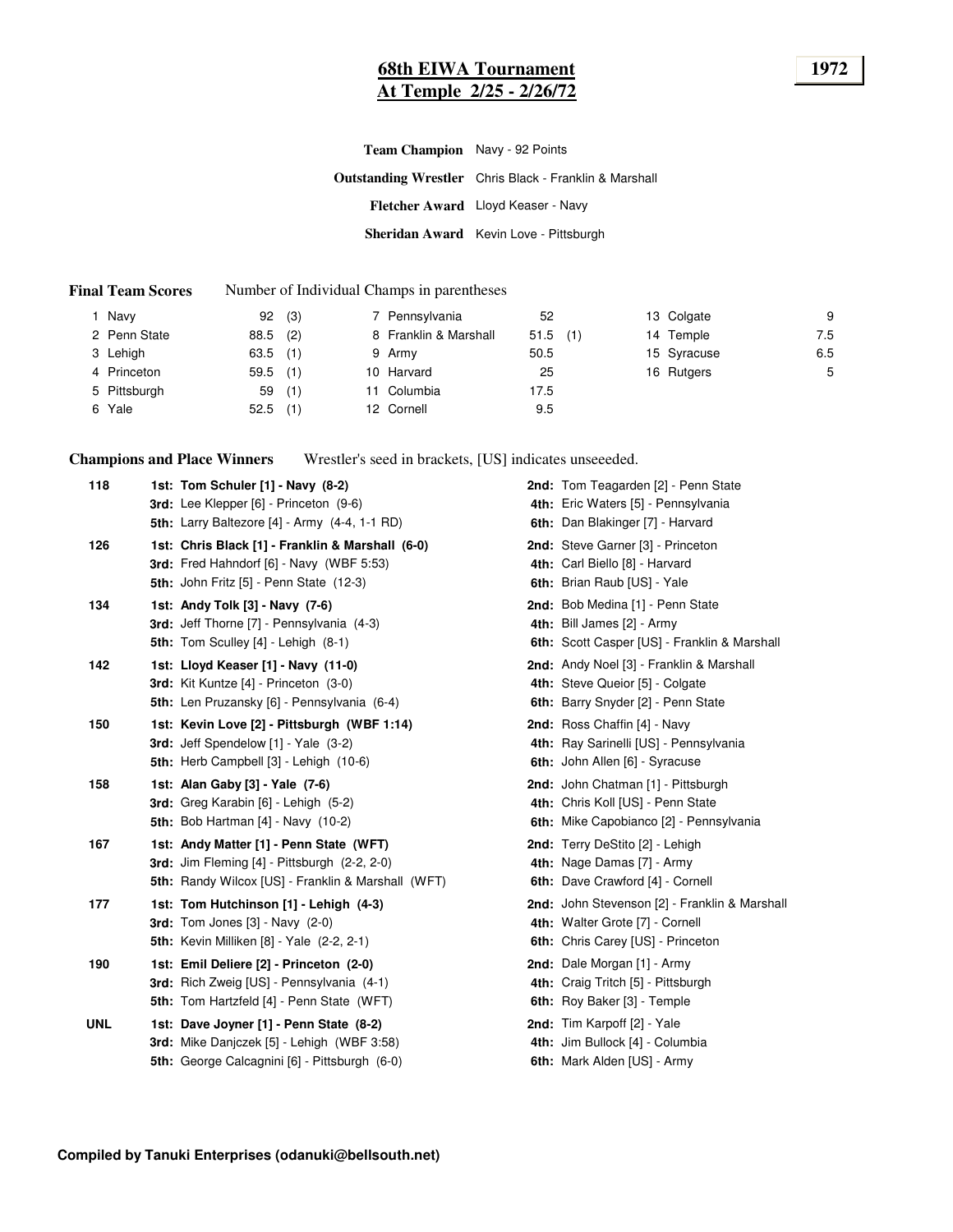# 68th EIWA Tournament
## At Temple 2/25 - 2/26/72

**1972**

**Team Champion** Navy - 92 Points

**Outstanding Wrestler** Chris Black - Franklin & Marshall

**Fletcher Award** Lloyd Keaser - Navy

**Sheridan Award** Kevin Love - Pittsburgh

**Final Team Scores** Number of Individual Champs in parentheses

| | Team | Points | Champs |
|---|---|---|---|
| 1 | Navy | 92 | (3) |
| 2 | Penn State | 88.5 | (2) |
| 3 | Lehigh | 63.5 | (1) |
| 4 | Princeton | 59.5 | (1) |
| 5 | Pittsburgh | 59 | (1) |
| 6 | Yale | 52.5 | (1) |
| 7 | Pennsylvania | 52 | |
| 8 | Franklin & Marshall | 51.5 | (1) |
| 9 | Army | 50.5 | |
| 10 | Harvard | 25 | |
| 11 | Columbia | 17.5 | |
| 12 | Cornell | 9.5 | |
| 13 | Colgate | 9 | |
| 14 | Temple | 7.5 | |
| 15 | Syracuse | 6.5 | |
| 16 | Rutgers | 5 | |

**Champions and Place Winners** Wrestler's seed in brackets, [US] indicates unseeeded.

**118**
- **1st: Tom Schuler [1] - Navy (8-2)**
- **2nd:** Tom Teagarden [2] - Penn State
- **3rd:** Lee Klepper [6] - Princeton (9-6)
- **4th:** Eric Waters [5] - Pennsylvania
- **5th:** Larry Baltezore [4] - Army (4-4, 1-1 RD)
- **6th:** Dan Blakinger [7] - Harvard

**126**
- **1st: Chris Black [1] - Franklin & Marshall (6-0)**
- **2nd:** Steve Garner [3] - Princeton
- **3rd:** Fred Hahndorf [6] - Navy (WBF 5:53)
- **4th:** Carl Biello [8] - Harvard
- **5th:** John Fritz [5] - Penn State (12-3)
- **6th:** Brian Raub [US] - Yale

**134**
- **1st: Andy Tolk [3] - Navy (7-6)**
- **2nd:** Bob Medina [1] - Penn State
- **3rd:** Jeff Thorne [7] - Pennsylvania (4-3)
- **4th:** Bill James [2] - Army
- **5th:** Tom Sculley [4] - Lehigh (8-1)
- **6th:** Scott Casper [US] - Franklin & Marshall

**142**
- **1st: Lloyd Keaser [1] - Navy (11-0)**
- **2nd:** Andy Noel [3] - Franklin & Marshall
- **3rd:** Kit Kuntze [4] - Princeton (3-0)
- **4th:** Steve Queior [5] - Colgate
- **5th:** Len Pruzansky [6] - Pennsylvania (6-4)
- **6th:** Barry Snyder [2] - Penn State

**150**
- **1st: Kevin Love [2] - Pittsburgh (WBF 1:14)**
- **2nd:** Ross Chaffin [4] - Navy
- **3rd:** Jeff Spendelow [1] - Yale (3-2)
- **4th:** Ray Sarinelli [US] - Pennsylvania
- **5th:** Herb Campbell [3] - Lehigh (10-6)
- **6th:** John Allen [6] - Syracuse

**158**
- **1st: Alan Gaby [3] - Yale (7-6)**
- **2nd:** John Chatman [1] - Pittsburgh
- **3rd:** Greg Karabin [6] - Lehigh (5-2)
- **4th:** Chris Koll [US] - Penn State
- **5th:** Bob Hartman [4] - Navy (10-2)
- **6th:** Mike Capobianco [2] - Pennsylvania

**167**
- **1st: Andy Matter [1] - Penn State (WFT)**
- **2nd:** Terry DeStito [2] - Lehigh
- **3rd:** Jim Fleming [4] - Pittsburgh (2-2, 2-0)
- **4th:** Nage Damas [7] - Army
- **5th:** Randy Wilcox [US] - Franklin & Marshall (WFT)
- **6th:** Dave Crawford [4] - Cornell

**177**
- **1st: Tom Hutchinson [1] - Lehigh (4-3)**
- **2nd:** John Stevenson [2] - Franklin & Marshall
- **3rd:** Tom Jones [3] - Navy (2-0)
- **4th:** Walter Grote [7] - Cornell
- **5th:** Kevin Milliken [8] - Yale (2-2, 2-1)
- **6th:** Chris Carey [US] - Princeton

**190**
- **1st: Emil Deliere [2] - Princeton (2-0)**
- **2nd:** Dale Morgan [1] - Army
- **3rd:** Rich Zweig [US] - Pennsylvania (4-1)
- **4th:** Craig Tritch [5] - Pittsburgh
- **5th:** Tom Hartzfeld [4] - Penn State (WFT)
- **6th:** Roy Baker [3] - Temple

**UNL**
- **1st: Dave Joyner [1] - Penn State (8-2)**
- **2nd:** Tim Karpoff [2] - Yale
- **3rd:** Mike Danjczek [5] - Lehigh (WBF 3:58)
- **4th:** Jim Bullock [4] - Columbia
- **5th:** George Calcagnini [6] - Pittsburgh (6-0)
- **6th:** Mark Alden [US] - Army

**Compiled by Tanuki Enterprises (odanuki@bellsouth.net)**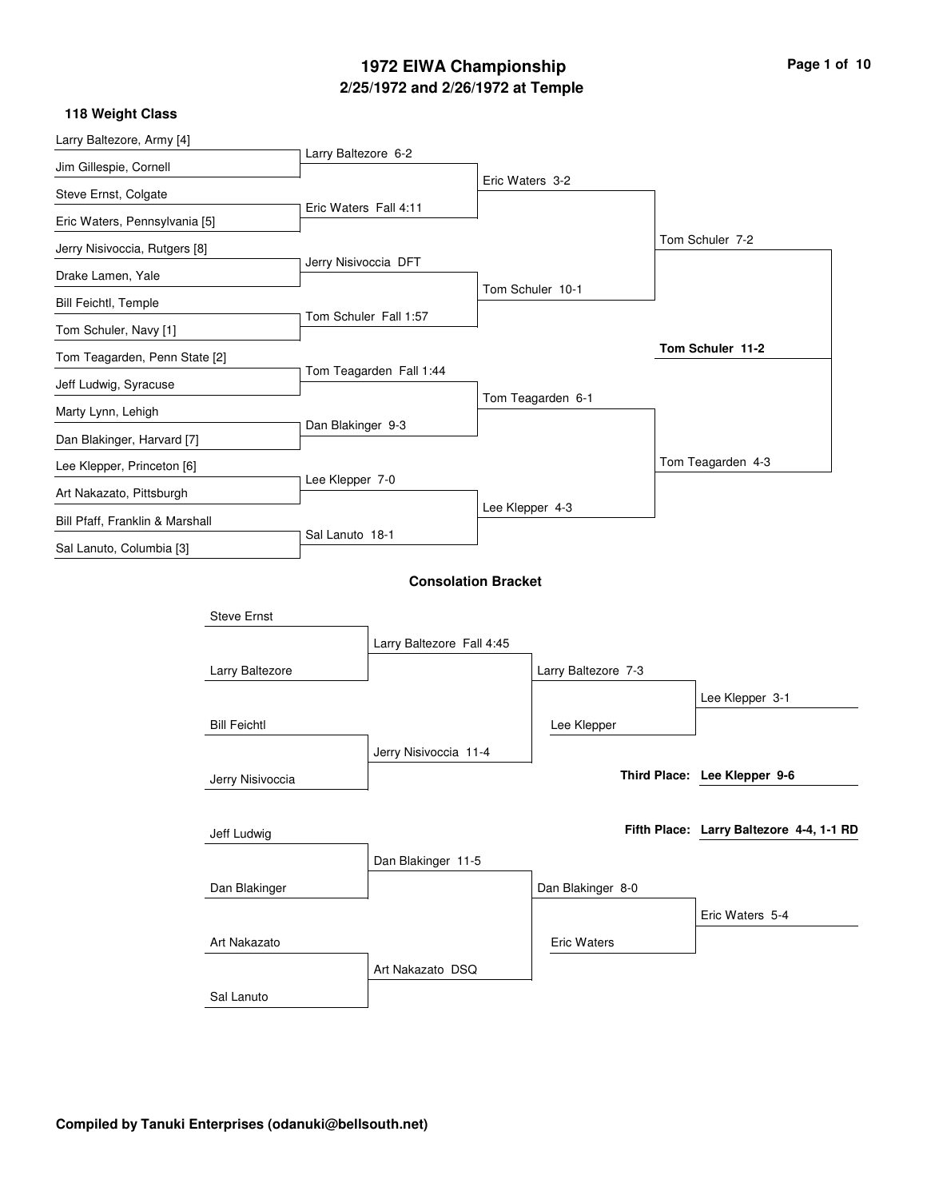# 1972 EIWA Championship

## 2/25/1972 and 2/26/1972 at Temple

### 118 Weight Class

**Championship Bracket**

**First Round**

- Larry Baltezore, Army [4] vs. Jim Gillespie, Cornell — Larry Baltezore 6-2
- Steve Ernst, Colgate vs. Eric Waters, Pennsylvania [5] — Eric Waters Fall 4:11
- Jerry Nisivoccia, Rutgers [8] vs. Drake Lamen, Yale — Jerry Nisivoccia DFT
- Bill Feichtl, Temple vs. Tom Schuler, Navy [1] — Tom Schuler Fall 1:57
- Tom Teagarden, Penn State [2] vs. Jeff Ludwig, Syracuse — Tom Teagarden Fall 1:44
- Marty Lynn, Lehigh vs. Dan Blakinger, Harvard [7] — Dan Blakinger 9-3
- Lee Klepper, Princeton [6] vs. Art Nakazato, Pittsburgh — Lee Klepper 7-0
- Bill Pfaff, Franklin & Marshall vs. Sal Lanuto, Columbia [3] — Sal Lanuto 18-1

**Quarterfinals**

- Eric Waters 3-2
- Tom Schuler 10-1
- Tom Teagarden 6-1
- Lee Klepper 4-3

**Semifinals**

- Tom Schuler 7-2
- Tom Teagarden 4-3

**Final**

- **Tom Schuler 11-2**

### Consolation Bracket

- Steve Ernst vs. Larry Baltezore — Larry Baltezore Fall 4:45
- Bill Feichtl vs. Jerry Nisivoccia — Jerry Nisivoccia 11-4
- Larry Baltezore 7-3
- Larry Baltezore vs. Lee Klepper — Lee Klepper 3-1
- Jeff Ludwig vs. Dan Blakinger — Dan Blakinger 11-5
- Art Nakazato vs. Sal Lanuto — Art Nakazato DSQ
- Dan Blakinger 8-0
- Dan Blakinger vs. Eric Waters — Eric Waters 5-4

**Third Place:** **Lee Klepper 9-6**

**Fifth Place:** **Larry Baltezore 4-4, 1-1 RD**

**Compiled by Tanuki Enterprises (odanuki@bellsouth.net)**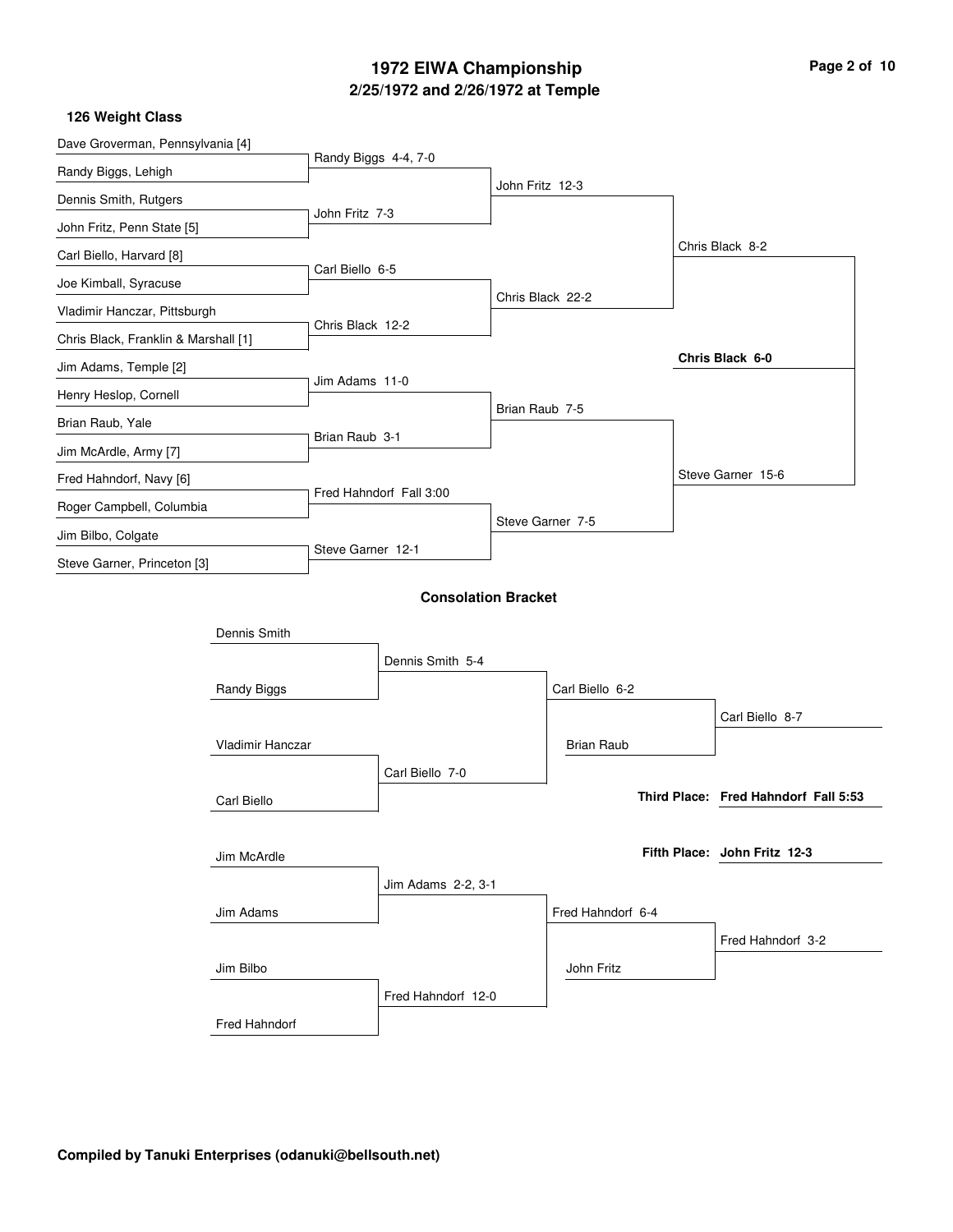# 1972 EIWA Championship
## 2/25/1972 and 2/26/1972 at Temple

### 126 Weight Class

**Championship Bracket**

| First Round | Quarterfinals | Semifinals | Finals |
|---|---|---|---|
| Dave Groverman, Pennsylvania [4] | | | |
| Randy Biggs, Lehigh | Randy Biggs 4-4, 7-0 | | |
| Dennis Smith, Rutgers | | John Fritz 12-3 | |
| John Fritz, Penn State [5] | John Fritz 7-3 | | |
| Carl Biello, Harvard [8] | | | Chris Black 8-2 |
| Joe Kimball, Syracuse | Carl Biello 6-5 | | |
| Vladimir Hanczar, Pittsburgh | | Chris Black 22-2 | |
| Chris Black, Franklin & Marshall [1] | Chris Black 12-2 | | |
| Jim Adams, Temple [2] | | | **Chris Black 6-0** |
| Henry Heslop, Cornell | Jim Adams 11-0 | | |
| Brian Raub, Yale | | Brian Raub 7-5 | |
| Jim McArdle, Army [7] | Brian Raub 3-1 | | |
| Fred Hahndorf, Navy [6] | | | Steve Garner 15-6 |
| Roger Campbell, Columbia | Fred Hahndorf Fall 3:00 | | |
| Jim Bilbo, Colgate | | Steve Garner 7-5 | |
| Steve Garner, Princeton [3] | Steve Garner 12-1 | | |

### Consolation Bracket

| First Round | Second Round | Third Round | Final |
|---|---|---|---|
| Dennis Smith | | | |
| Randy Biggs | Dennis Smith 5-4 | | |
| | | Carl Biello 6-2 | |
| | | Brian Raub | Carl Biello 8-7 |
| Vladimir Hanczar | | | |
| Carl Biello | Carl Biello 7-0 | | |
| Jim McArdle | | | |
| Jim Adams | Jim Adams 2-2, 3-1 | | |
| | | Fred Hahndorf 6-4 | |
| | | John Fritz | Fred Hahndorf 3-2 |
| Jim Bilbo | | | |
| Fred Hahndorf | Fred Hahndorf 12-0 | | |

**Third Place: Fred Hahndorf Fall 5:53**

**Fifth Place: John Fritz 12-3**

**Compiled by Tanuki Enterprises (odanuki@bellsouth.net)**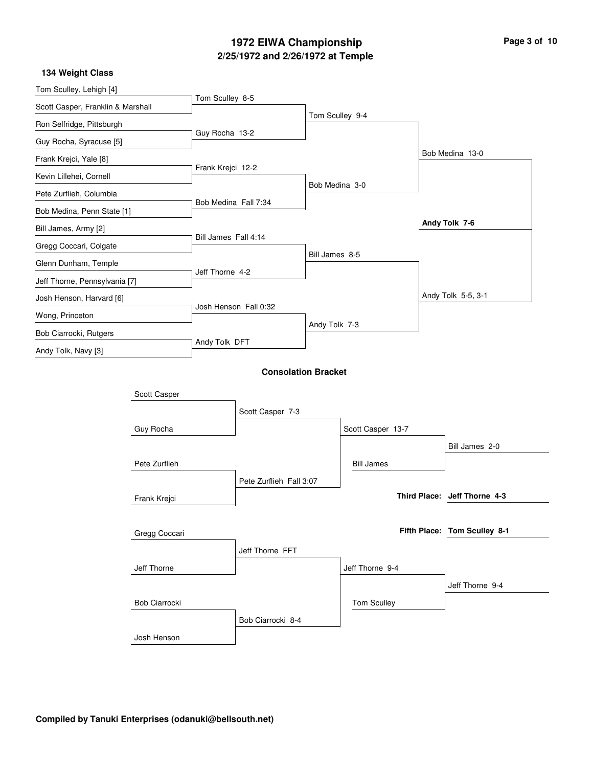# 1972 EIWA Championship

## 2/25/1972 and 2/26/1972 at Temple

### 134 Weight Class

**Championship Bracket**

First Round:
- Tom Sculley, Lehigh [4] vs Scott Casper, Franklin & Marshall — Tom Sculley 8-5
- Ron Selfridge, Pittsburgh vs Guy Rocha, Syracuse [5] — Guy Rocha 13-2
- Frank Krejci, Yale [8] vs Kevin Lillehei, Cornell — Frank Krejci 12-2
- Pete Zurflieh, Columbia vs Bob Medina, Penn State [1] — Bob Medina Fall 7:34
- Bill James, Army [2] vs Gregg Coccari, Colgate — Bill James Fall 4:14
- Glenn Dunham, Temple vs Jeff Thorne, Pennsylvania [7] — Jeff Thorne 4-2
- Josh Henson, Harvard [6] vs Wong, Princeton — Josh Henson Fall 0:32
- Bob Ciarrocki, Rutgers vs Andy Tolk, Navy [3] — Andy Tolk DFT

Quarterfinals:
- Tom Sculley 9-4
- Bob Medina 3-0
- Bill James 8-5
- Andy Tolk 7-3

Semifinals:
- Bob Medina 13-0
- Andy Tolk 5-5, 3-1

Final:
- **Andy Tolk 7-6**

### Consolation Bracket

- Scott Casper vs Guy Rocha — Scott Casper 7-3
- Pete Zurflieh vs Frank Krejci — Pete Zurflieh Fall 3:07
- Scott Casper 13-7
- Bill James vs Scott Casper — Bill James 2-0
- Gregg Coccari vs Jeff Thorne — Jeff Thorne FFT
- Bob Ciarrocki vs Josh Henson — Bob Ciarrocki 8-4
- Jeff Thorne 9-4
- Tom Sculley vs Jeff Thorne — Jeff Thorne 9-4

**Third Place: Jeff Thorne 4-3**

**Fifth Place: Tom Sculley 8-1**

**Compiled by Tanuki Enterprises (odanuki@bellsouth.net)**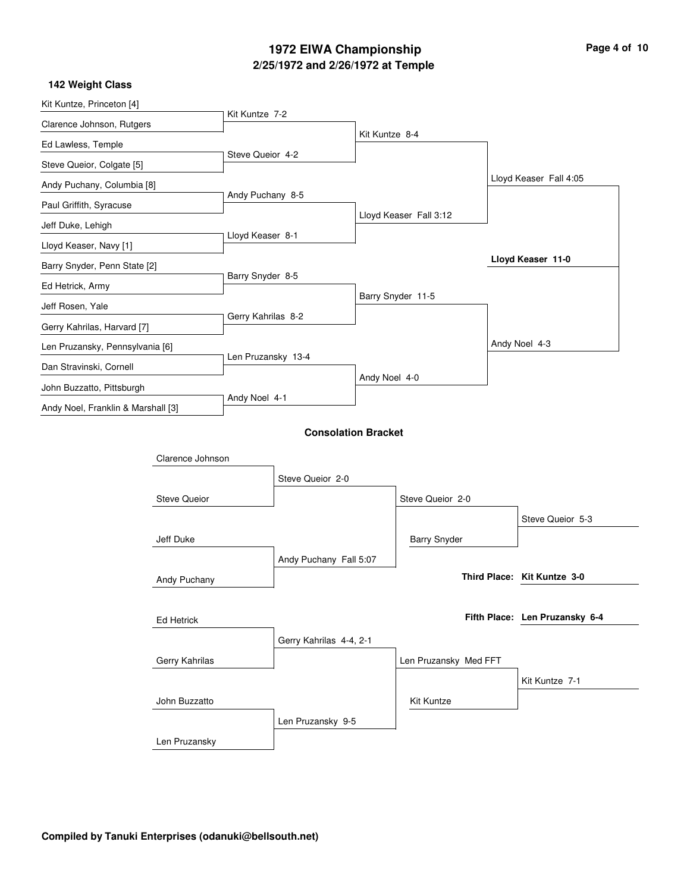# 1972 EIWA Championship
## 2/25/1972 and 2/26/1972 at Temple

### 142 Weight Class

**First Round**

- Kit Kuntze, Princeton [4] vs. Clarence Johnson, Rutgers — Kit Kuntze 7-2
- Ed Lawless, Temple vs. Steve Queior, Colgate [5] — Steve Queior 4-2
- Andy Puchany, Columbia [8] vs. Paul Griffith, Syracuse — Andy Puchany 8-5
- Jeff Duke, Lehigh vs. Lloyd Keaser, Navy [1] — Lloyd Keaser 8-1
- Barry Snyder, Penn State [2] vs. Ed Hetrick, Army — Barry Snyder 8-5
- Jeff Rosen, Yale vs. Gerry Kahrilas, Harvard [7] — Gerry Kahrilas 8-2
- Len Pruzansky, Pennsylvania [6] vs. Dan Stravinski, Cornell — Len Pruzansky 13-4
- John Buzzatto, Pittsburgh vs. Andy Noel, Franklin & Marshall [3] — Andy Noel 4-1

**Quarterfinals**

- Kit Kuntze 8-4
- Lloyd Keaser Fall 3:12
- Barry Snyder 11-5
- Andy Noel 4-0

**Semifinals**

- Lloyd Keaser Fall 4:05
- Andy Noel 4-3

**Final**

- **Lloyd Keaser 11-0**

### Consolation Bracket

- Clarence Johnson vs. Steve Queior — Steve Queior 2-0
- Jeff Duke vs. Andy Puchany — Andy Puchany Fall 5:07
- Steve Queior 2-0
- Steve Queior vs. Barry Snyder — Steve Queior 5-3
- Ed Hetrick vs. Gerry Kahrilas — Gerry Kahrilas 4-4, 2-1
- John Buzzatto vs. Len Pruzansky — Len Pruzansky 9-5
- Len Pruzansky Med FFT
- Len Pruzansky vs. Kit Kuntze — Kit Kuntze 7-1

**Third Place:** **Kit Kuntze 3-0**

**Fifth Place:** **Len Pruzansky 6-4**

**Compiled by Tanuki Enterprises (odanuki@bellsouth.net)**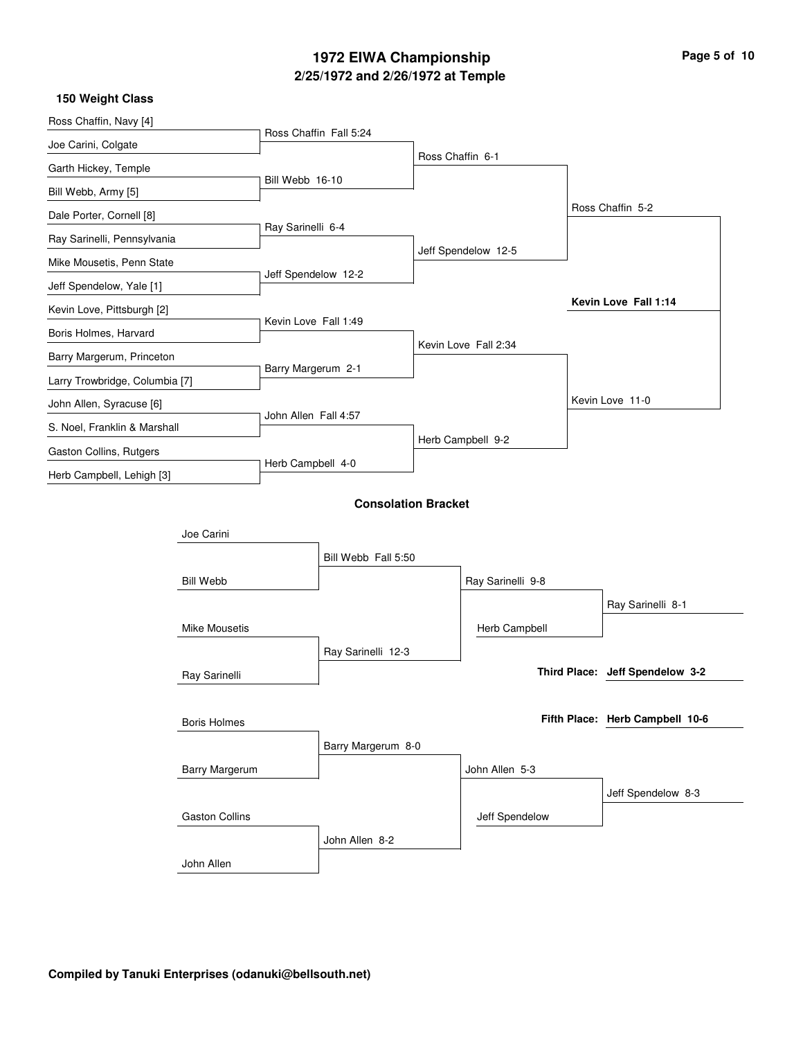# 1972 EIWA Championship

## 2/25/1972 and 2/26/1972 at Temple

### 150 Weight Class

**First Round**

- Ross Chaffin, Navy [4] vs. Joe Carini, Colgate — Ross Chaffin Fall 5:24
- Garth Hickey, Temple vs. Bill Webb, Army [5] — Bill Webb 16-10
- Dale Porter, Cornell [8] vs. Ray Sarinelli, Pennsylvania — Ray Sarinelli 6-4
- Mike Mousetis, Penn State vs. Jeff Spendelow, Yale [1] — Jeff Spendelow 12-2
- Kevin Love, Pittsburgh [2] vs. Boris Holmes, Harvard — Kevin Love Fall 1:49
- Barry Margerum, Princeton vs. Larry Trowbridge, Columbia [7] — Barry Margerum 2-1
- John Allen, Syracuse [6] vs. S. Noel, Franklin & Marshall — John Allen Fall 4:57
- Gaston Collins, Rutgers vs. Herb Campbell, Lehigh [3] — Herb Campbell 4-0

**Quarterfinals**

- Ross Chaffin 6-1
- Jeff Spendelow 12-5
- Kevin Love Fall 2:34
- Herb Campbell 9-2

**Semifinals**

- Ross Chaffin 5-2
- Kevin Love 11-0

**Final**

- **Kevin Love Fall 1:14**

### Consolation Bracket

- Joe Carini vs. Bill Webb — Bill Webb Fall 5:50
- Mike Mousetis vs. Ray Sarinelli — Ray Sarinelli 12-3
- Bill Webb vs. Ray Sarinelli — Ray Sarinelli 9-8
- Ray Sarinelli vs. Herb Campbell — Ray Sarinelli 8-1
- Boris Holmes vs. Barry Margerum — Barry Margerum 8-0
- Gaston Collins vs. John Allen — John Allen 8-2
- Barry Margerum vs. John Allen — John Allen 5-3
- John Allen vs. Jeff Spendelow — Jeff Spendelow 8-3

**Third Place: Jeff Spendelow 3-2**

**Fifth Place: Herb Campbell 10-6**

**Compiled by Tanuki Enterprises (odanuki@bellsouth.net)**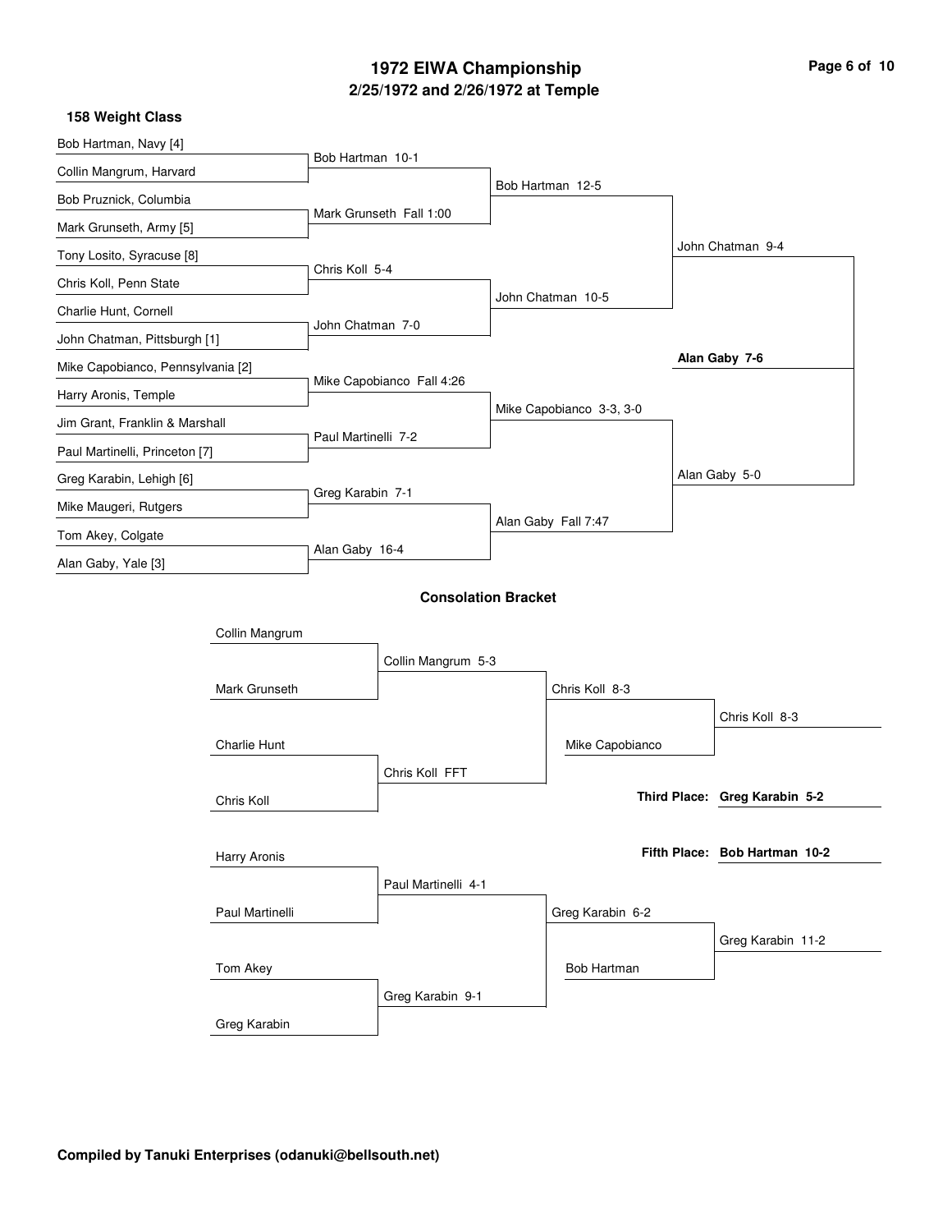# 1972 EIWA Championship

## 2/25/1972 and 2/26/1972 at Temple

### 158 Weight Class

**First Round**

- Bob Hartman, Navy [4] vs. Collin Mangrum, Harvard — Bob Hartman 10-1
- Bob Pruznick, Columbia vs. Mark Grunseth, Army [5] — Mark Grunseth Fall 1:00
- Tony Losito, Syracuse [8] vs. Chris Koll, Penn State — Chris Koll 5-4
- Charlie Hunt, Cornell vs. John Chatman, Pittsburgh [1] — John Chatman 7-0
- Mike Capobianco, Pennsylvania [2] vs. Harry Aronis, Temple — Mike Capobianco Fall 4:26
- Jim Grant, Franklin & Marshall vs. Paul Martinelli, Princeton [7] — Paul Martinelli 7-2
- Greg Karabin, Lehigh [6] vs. Mike Maugeri, Rutgers — Greg Karabin 7-1
- Tom Akey, Colgate vs. Alan Gaby, Yale [3] — Alan Gaby 16-4

**Quarterfinals**

- Bob Hartman 12-5
- John Chatman 10-5
- Mike Capobianco 3-3, 3-0
- Alan Gaby Fall 7:47

**Semifinals**

- John Chatman 9-4
- Alan Gaby 5-0

**Final**

- **Alan Gaby 7-6**

### Consolation Bracket

- Collin Mangrum vs. Mark Grunseth — Collin Mangrum 5-3
- Charlie Hunt vs. Chris Koll — Chris Koll FFT
- Chris Koll 8-3
- Chris Koll vs. Mike Capobianco — Chris Koll 8-3
- Harry Aronis vs. Paul Martinelli — Paul Martinelli 4-1
- Tom Akey vs. Greg Karabin — Greg Karabin 9-1
- Greg Karabin 6-2
- Greg Karabin vs. Bob Hartman — Greg Karabin 11-2

**Third Place: Greg Karabin 5-2**

**Fifth Place: Bob Hartman 10-2**

**Compiled by Tanuki Enterprises (odanuki@bellsouth.net)**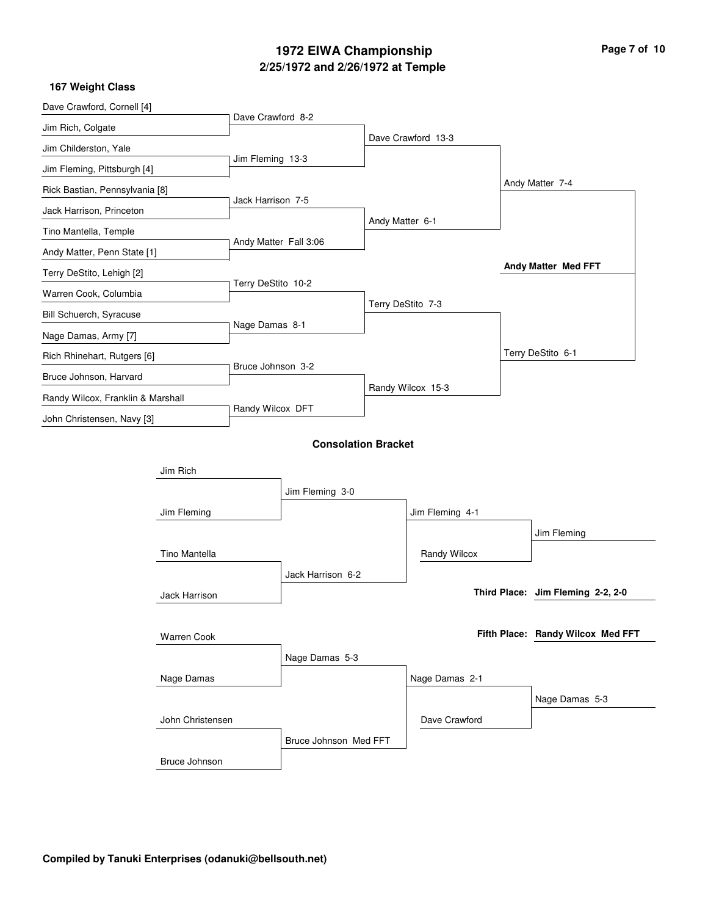# 1972 EIWA Championship

## 2/25/1972 and 2/26/1972 at Temple

### 167 Weight Class

**First Round**

| Wrestler 1 | Wrestler 2 | Winner |
|---|---|---|
| Dave Crawford, Cornell [4] | Jim Rich, Colgate | Dave Crawford 8-2 |
| Jim Childerston, Yale | Jim Fleming, Pittsburgh [4] | Jim Fleming 13-3 |
| Rick Bastian, Pennsylvania [8] | Jack Harrison, Princeton | Jack Harrison 7-5 |
| Tino Mantella, Temple | Andy Matter, Penn State [1] | Andy Matter Fall 3:06 |
| Terry DeStito, Lehigh [2] | Warren Cook, Columbia | Terry DeStito 10-2 |
| Bill Schuerch, Syracuse | Nage Damas, Army [7] | Nage Damas 8-1 |
| Rich Rhinehart, Rutgers [6] | Bruce Johnson, Harvard | Bruce Johnson 3-2 |
| Randy Wilcox, Franklin & Marshall | John Christensen, Navy [3] | Randy Wilcox DFT |

**Quarterfinals**

- Dave Crawford 13-3
- Andy Matter 6-1
- Terry DeStito 7-3
- Randy Wilcox 15-3

**Semifinals**

- Andy Matter 7-4
- Terry DeStito 6-1

**Final**

**Andy Matter Med FFT**

### Consolation Bracket

| Wrestler 1 | Wrestler 2 | Winner |
|---|---|---|
| Jim Rich | Jim Fleming | Jim Fleming 3-0 |
| Tino Mantella | Jack Harrison | Jack Harrison 6-2 |
| Warren Cook | Nage Damas | Nage Damas 5-3 |
| John Christensen | Bruce Johnson | Bruce Johnson Med FFT |

- Jim Fleming 4-1
- Nage Damas 2-1

| Wrestler 1 | Wrestler 2 | Winner |
|---|---|---|
| Jim Fleming | Randy Wilcox | Jim Fleming |
| Nage Damas | Dave Crawford | Nage Damas 5-3 |

**Third Place:** **Jim Fleming 2-2, 2-0**

**Fifth Place:** **Randy Wilcox Med FFT**

**Compiled by Tanuki Enterprises (odanuki@bellsouth.net)**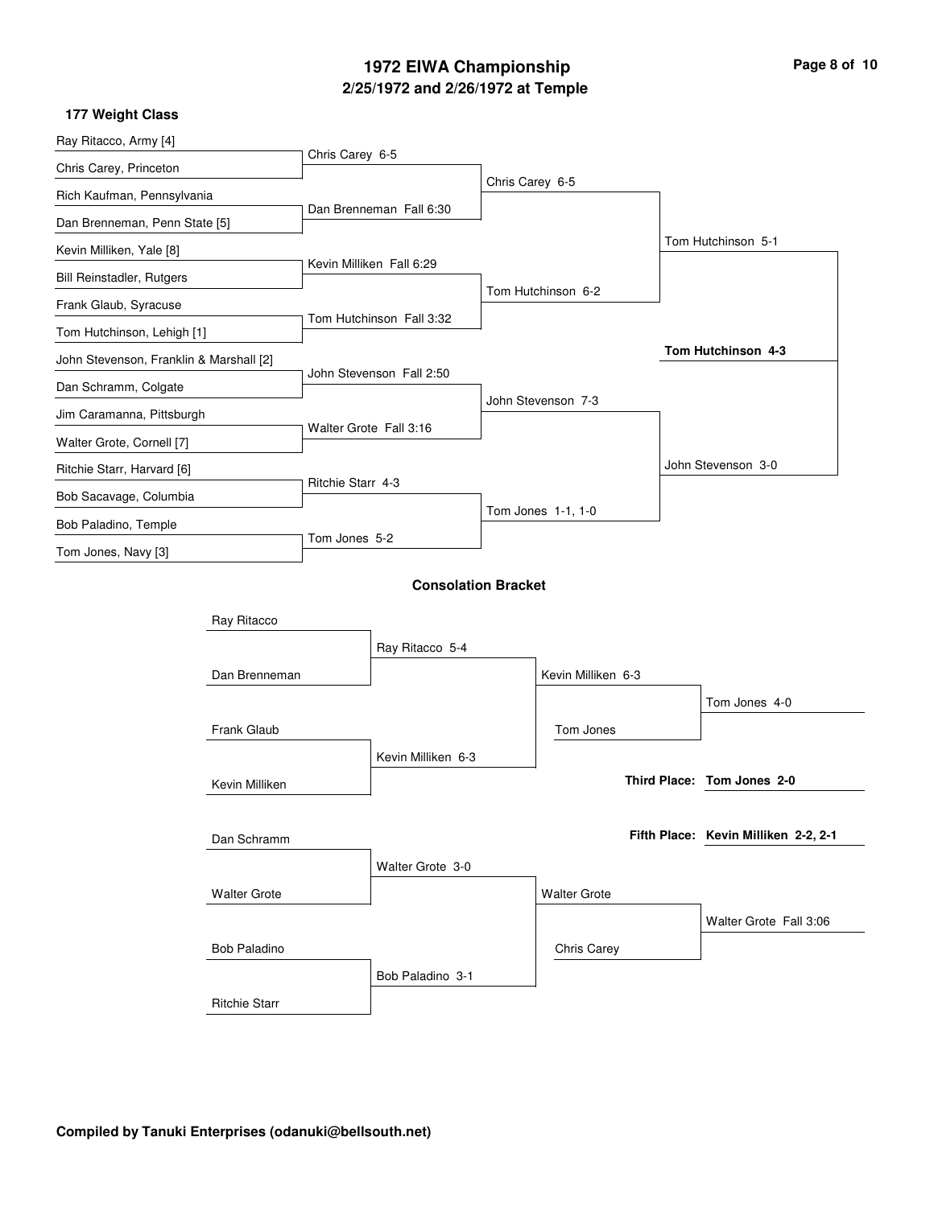# 1972 EIWA Championship

## 2/25/1972 and 2/26/1972 at Temple

### 177 Weight Class

**First Round**

- Ray Ritacco, Army [4] vs. Chris Carey, Princeton — Chris Carey 6-5
- Rich Kaufman, Pennsylvania vs. Dan Brenneman, Penn State [5] — Dan Brenneman Fall 6:30
- Kevin Milliken, Yale [8] vs. Bill Reinstadler, Rutgers — Kevin Milliken Fall 6:29
- Frank Glaub, Syracuse vs. Tom Hutchinson, Lehigh [1] — Tom Hutchinson Fall 3:32
- John Stevenson, Franklin & Marshall [2] vs. Dan Schramm, Colgate — John Stevenson Fall 2:50
- Jim Caramanna, Pittsburgh vs. Walter Grote, Cornell [7] — Walter Grote Fall 3:16
- Ritchie Starr, Harvard [6] vs. Bob Sacavage, Columbia — Ritchie Starr 4-3
- Bob Paladino, Temple vs. Tom Jones, Navy [3] — Tom Jones 5-2

**Quarterfinals**

- Chris Carey 6-5
- Tom Hutchinson 6-2
- John Stevenson 7-3
- Tom Jones 1-1, 1-0

**Semifinals**

- Tom Hutchinson 5-1
- John Stevenson 3-0

**Final**

- **Tom Hutchinson 4-3**

### Consolation Bracket

- Ray Ritacco vs. Dan Brenneman — Ray Ritacco 5-4
- Frank Glaub vs. Kevin Milliken — Kevin Milliken 6-3
- Ray Ritacco vs. Kevin Milliken — Kevin Milliken 6-3
- Kevin Milliken vs. Tom Jones — Tom Jones 4-0
- Dan Schramm vs. Walter Grote — Walter Grote 3-0
- Bob Paladino vs. Ritchie Starr — Bob Paladino 3-1
- Walter Grote vs. Chris Carey — Walter Grote Fall 3:06

**Third Place: Tom Jones 2-0**

**Fifth Place: Kevin Milliken 2-2, 2-1**

**Compiled by Tanuki Enterprises (odanuki@bellsouth.net)**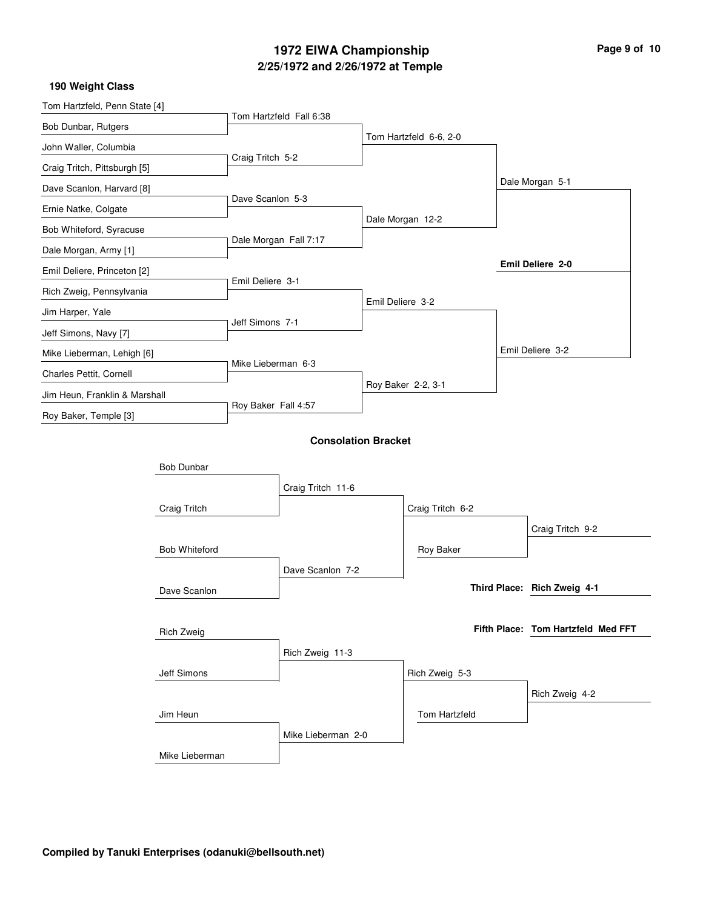# 1972 EIWA Championship

## 2/25/1972 and 2/26/1972 at Temple

### 190 Weight Class

**First Round**

- Tom Hartzfeld, Penn State [4] vs. Bob Dunbar, Rutgers — Tom Hartzfeld Fall 6:38
- John Waller, Columbia vs. Craig Tritch, Pittsburgh [5] — Craig Tritch 5-2
- Dave Scanlon, Harvard [8] vs. Ernie Natke, Colgate — Dave Scanlon 5-3
- Bob Whiteford, Syracuse vs. Dale Morgan, Army [1] — Dale Morgan Fall 7:17
- Emil Deliere, Princeton [2] vs. Rich Zweig, Pennsylvania — Emil Deliere 3-1
- Jim Harper, Yale vs. Jeff Simons, Navy [7] — Jeff Simons 7-1
- Mike Lieberman, Lehigh [6] vs. Charles Pettit, Cornell — Mike Lieberman 6-3
- Jim Heun, Franklin & Marshall vs. Roy Baker, Temple [3] — Roy Baker Fall 4:57

**Quarterfinals**

- Tom Hartzfeld 6-6, 2-0
- Dale Morgan 12-2
- Emil Deliere 3-2
- Roy Baker 2-2, 3-1

**Semifinals**

- Dale Morgan 5-1
- Emil Deliere 3-2

**Final**

- **Emil Deliere 2-0**

### Consolation Bracket

- Bob Dunbar vs. Craig Tritch — Craig Tritch 11-6
- Bob Whiteford vs. Dave Scanlon — Dave Scanlon 7-2
- Craig Tritch 6-2
- Roy Baker vs. Craig Tritch — Craig Tritch 9-2
- Rich Zweig vs. Jeff Simons — Rich Zweig 11-3
- Jim Heun vs. Mike Lieberman — Mike Lieberman 2-0
- Rich Zweig 5-3
- Tom Hartzfeld vs. Rich Zweig — Rich Zweig 4-2

**Third Place: Rich Zweig 4-1**

**Fifth Place: Tom Hartzfeld Med FFT**

**Compiled by Tanuki Enterprises (odanuki@bellsouth.net)**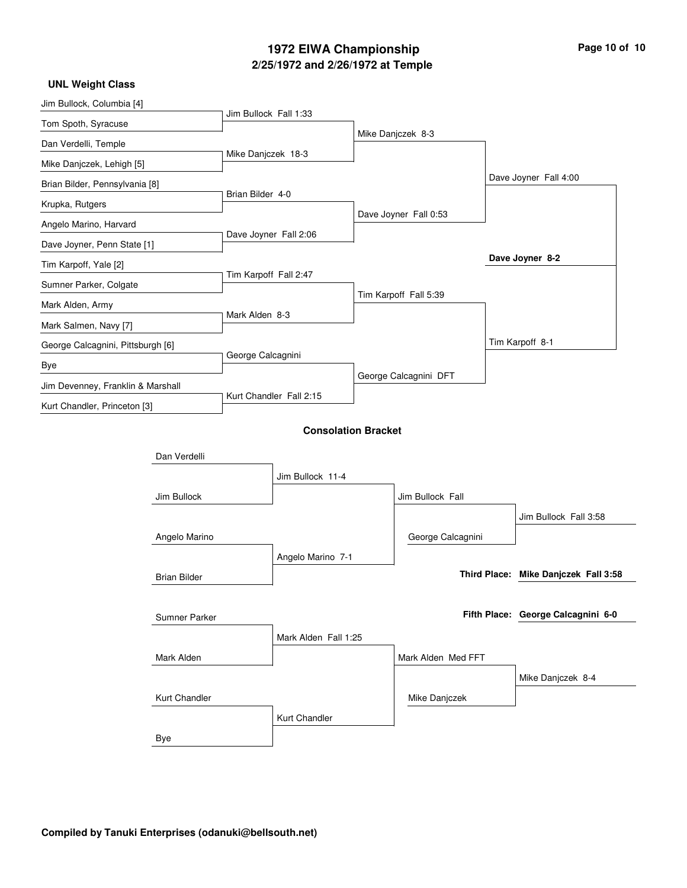# 1972 EIWA Championship
## 2/25/1972 and 2/26/1972 at Temple

### UNL Weight Class

**Championship Bracket**

First round:
- Jim Bullock, Columbia [4] vs. Tom Spoth, Syracuse — Jim Bullock Fall 1:33
- Dan Verdelli, Temple vs. Mike Danjczek, Lehigh [5] — Mike Danjczek 18-3
- Brian Bilder, Pennsylvania [8] vs. Krupka, Rutgers — Brian Bilder 4-0
- Angelo Marino, Harvard vs. Dave Joyner, Penn State [1] — Dave Joyner Fall 2:06
- Tim Karpoff, Yale [2] vs. Sumner Parker, Colgate — Tim Karpoff Fall 2:47
- Mark Alden, Army vs. Mark Salmen, Navy [7] — Mark Alden 8-3
- George Calcagnini, Pittsburgh [6] vs. Bye — George Calcagnini
- Jim Devenney, Franklin & Marshall vs. Kurt Chandler, Princeton [3] — Kurt Chandler Fall 2:15

Quarterfinals:
- Mike Danjczek 8-3
- Dave Joyner Fall 0:53
- Tim Karpoff Fall 5:39
- George Calcagnini DFT

Semifinals:
- Dave Joyner Fall 4:00
- Tim Karpoff 8-1

Final:
- **Dave Joyner 8-2**

### Consolation Bracket

- Dan Verdelli vs. Jim Bullock — Jim Bullock 11-4
- Angelo Marino vs. Brian Bilder — Angelo Marino 7-1
- Jim Bullock Fall
- George Calcagnini
- Jim Bullock Fall 3:58
- Sumner Parker vs. Mark Alden — Mark Alden Fall 1:25
- Kurt Chandler vs. Bye — Kurt Chandler
- Mark Alden Med FFT
- Mike Danjczek
- Mike Danjczek 8-4

**Third Place: Mike Danjczek Fall 3:58**

**Fifth Place: George Calcagnini 6-0**

**Compiled by Tanuki Enterprises (odanuki@bellsouth.net)**